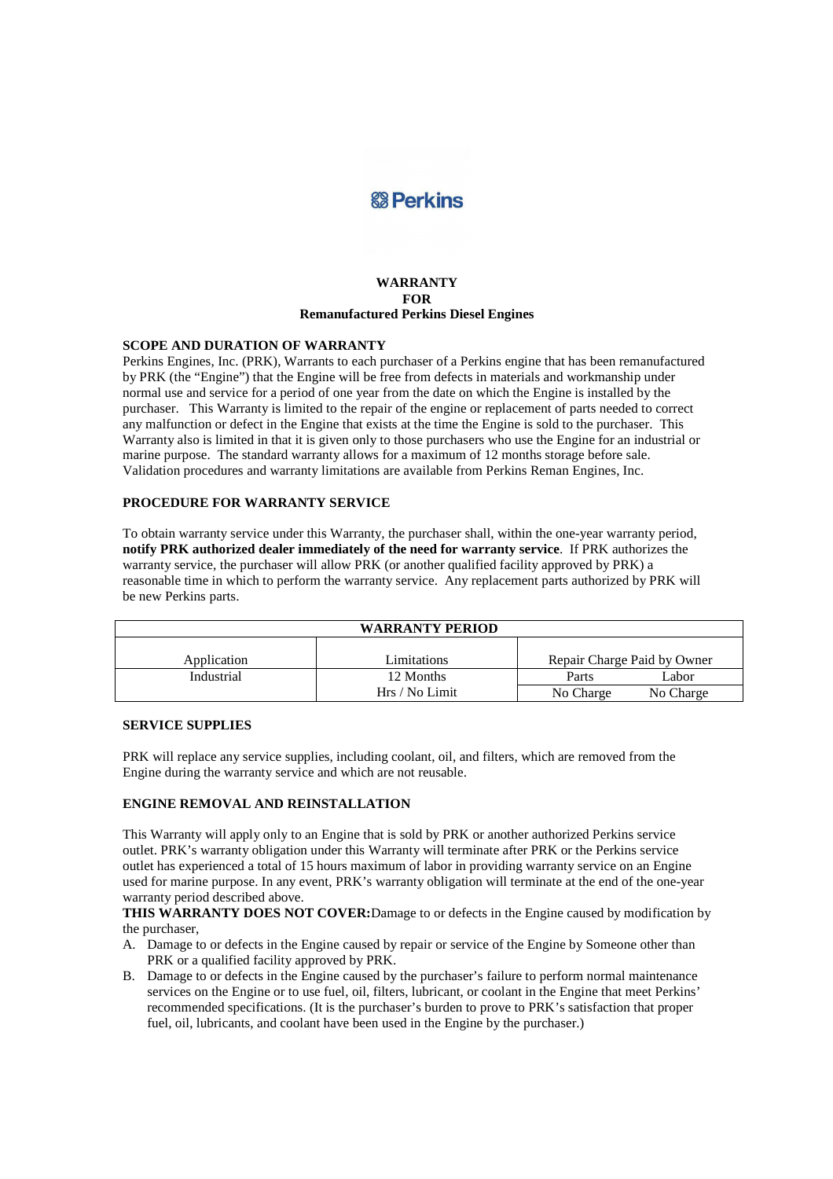Perkins

**WARRANTY**
**FOR**
**Remanufactured Perkins Diesel Engines**

**SCOPE AND DURATION OF WARRANTY**

Perkins Engines, Inc. (PRK), Warrants to each purchaser of a Perkins engine that has been remanufactured by PRK (the "Engine") that the Engine will be free from defects in materials and workmanship under normal use and service for a period of one year from the date on which the Engine is installed by the purchaser. This Warranty is limited to the repair of the engine or replacement of parts needed to correct any malfunction or defect in the Engine that exists at the time the Engine is sold to the purchaser. This Warranty also is limited in that it is given only to those purchasers who use the Engine for an industrial or marine purpose. The standard warranty allows for a maximum of 12 months storage before sale. Validation procedures and warranty limitations are available from Perkins Reman Engines, Inc.

**PROCEDURE FOR WARRANTY SERVICE**

To obtain warranty service under this Warranty, the purchaser shall, within the one-year warranty period, **notify PRK authorized dealer immediately of the need for warranty service**. If PRK authorizes the warranty service, the purchaser will allow PRK (or another qualified facility approved by PRK) a reasonable time in which to perform the warranty service. Any replacement parts authorized by PRK will be new Perkins parts.

| WARRANTY PERIOD | | | |
|---|---|---|---|
| Application | Limitations | Repair Charge Paid by Owner | |
| Industrial | 12 Months | Parts | Labor |
| | Hrs / No Limit | No Charge | No Charge |

**SERVICE SUPPLIES**

PRK will replace any service supplies, including coolant, oil, and filters, which are removed from the Engine during the warranty service and which are not reusable.

**ENGINE REMOVAL AND REINSTALLATION**

This Warranty will apply only to an Engine that is sold by PRK or another authorized Perkins service outlet. PRK's warranty obligation under this Warranty will terminate after PRK or the Perkins service outlet has experienced a total of 15 hours maximum of labor in providing warranty service on an Engine used for marine purpose. In any event, PRK's warranty obligation will terminate at the end of the one-year warranty period described above.

**THIS WARRANTY DOES NOT COVER:** Damage to or defects in the Engine caused by modification by the purchaser,

A. Damage to or defects in the Engine caused by repair or service of the Engine by Someone other than PRK or a qualified facility approved by PRK.
B. Damage to or defects in the Engine caused by the purchaser's failure to perform normal maintenance services on the Engine or to use fuel, oil, filters, lubricant, or coolant in the Engine that meet Perkins' recommended specifications. (It is the purchaser's burden to prove to PRK's satisfaction that proper fuel, oil, lubricants, and coolant have been used in the Engine by the purchaser.)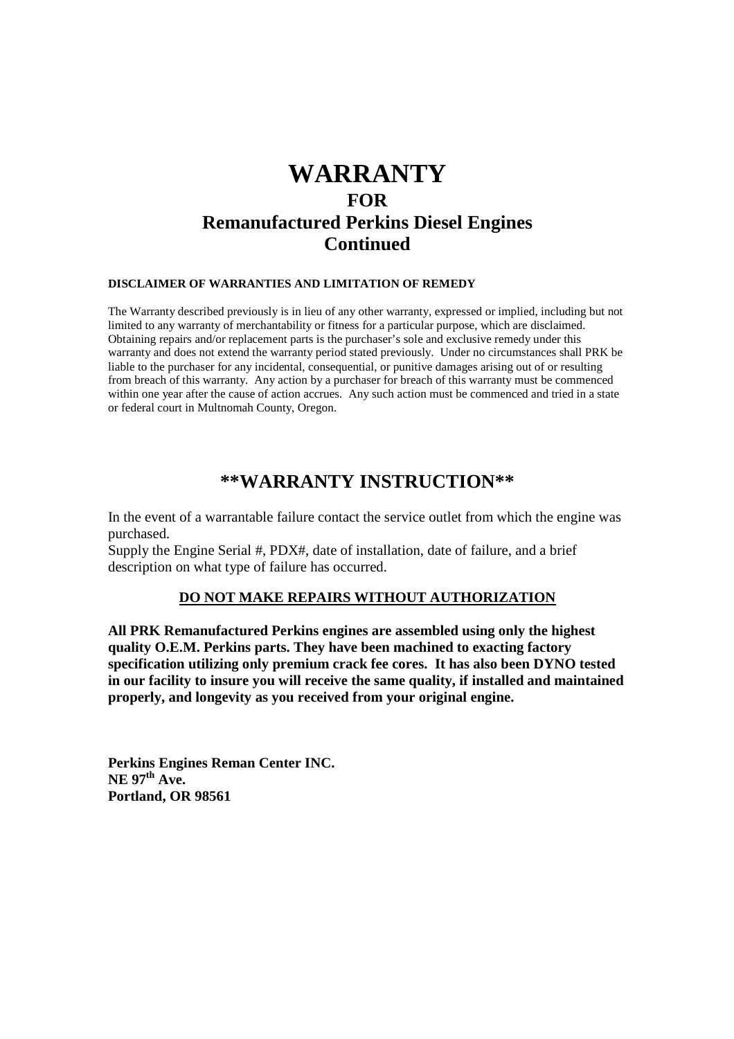# WARRANTY
## FOR
## Remanufactured Perkins Diesel Engines
## Continued

**DISCLAIMER OF WARRANTIES AND LIMITATION OF REMEDY**

The Warranty described previously is in lieu of any other warranty, expressed or implied, including but not limited to any warranty of merchantability or fitness for a particular purpose, which are disclaimed. Obtaining repairs and/or replacement parts is the purchaser's sole and exclusive remedy under this warranty and does not extend the warranty period stated previously. Under no circumstances shall PRK be liable to the purchaser for any incidental, consequential, or punitive damages arising out of or resulting from breach of this warranty. Any action by a purchaser for breach of this warranty must be commenced within one year after the cause of action accrues. Any such action must be commenced and tried in a state or federal court in Multnomah County, Oregon.

## **WARRANTY INSTRUCTION**

In the event of a warrantable failure contact the service outlet from which the engine was purchased.
Supply the Engine Serial #, PDX#, date of installation, date of failure, and a brief description on what type of failure has occurred.

**<u>DO NOT MAKE REPAIRS WITHOUT AUTHORIZATION</u>**

**All PRK Remanufactured Perkins engines are assembled using only the highest quality O.E.M. Perkins parts. They have been machined to exacting factory specification utilizing only premium crack fee cores. It has also been DYNO tested in our facility to insure you will receive the same quality, if installed and maintained properly, and longevity as you received from your original engine.**

**Perkins Engines Reman Center INC.**
**NE 97th Ave.**
**Portland, OR 98561**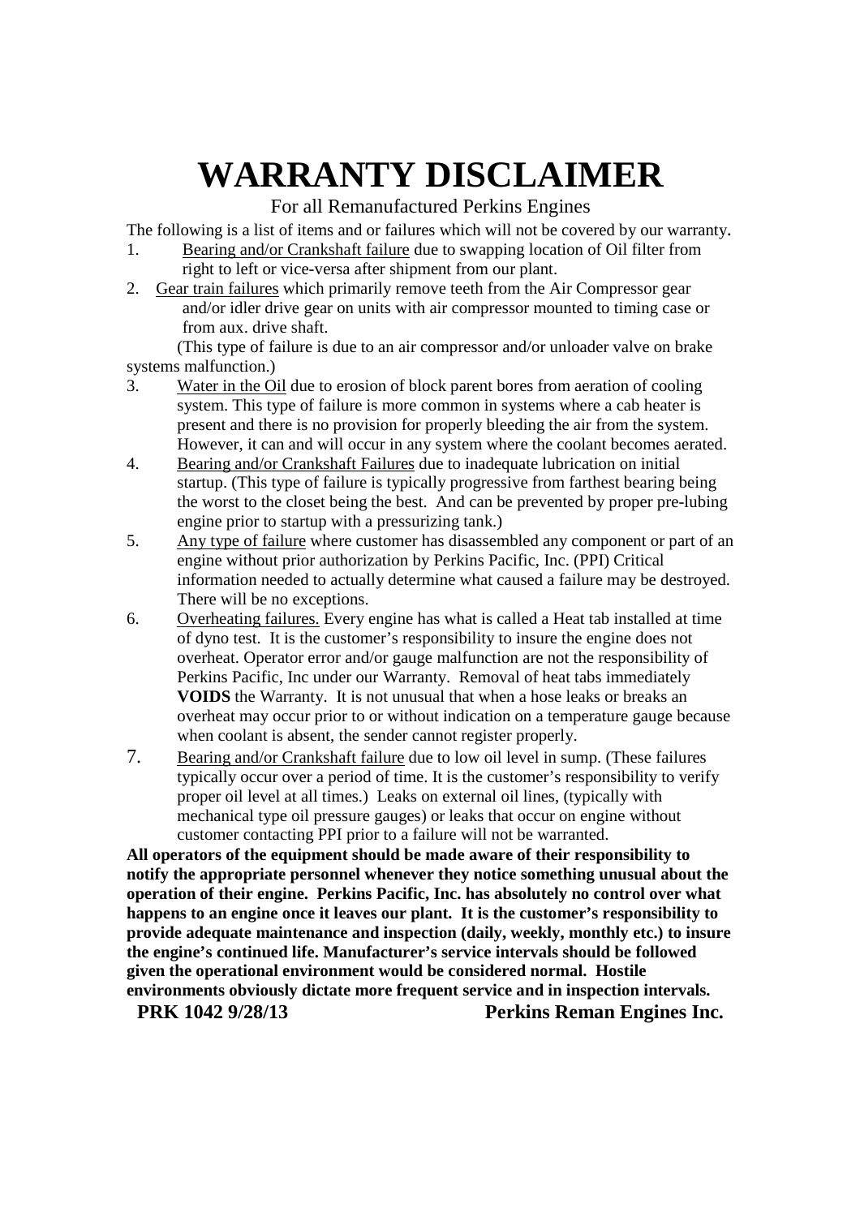# WARRANTY DISCLAIMER

For all Remanufactured Perkins Engines

The following is a list of items and or failures which will not be covered by our warranty.

1. Bearing and/or Crankshaft failure due to swapping location of Oil filter from right to left or vice-versa after shipment from our plant.
2. Gear train failures which primarily remove teeth from the Air Compressor gear and/or idler drive gear on units with air compressor mounted to timing case or from aux. drive shaft.

   (This type of failure is due to an air compressor and/or unloader valve on brake systems malfunction.)
3. Water in the Oil due to erosion of block parent bores from aeration of cooling system. This type of failure is more common in systems where a cab heater is present and there is no provision for properly bleeding the air from the system. However, it can and will occur in any system where the coolant becomes aerated.
4. Bearing and/or Crankshaft Failures due to inadequate lubrication on initial startup. (This type of failure is typically progressive from farthest bearing being the worst to the closet being the best. And can be prevented by proper pre-lubing engine prior to startup with a pressurizing tank.)
5. Any type of failure where customer has disassembled any component or part of an engine without prior authorization by Perkins Pacific, Inc. (PPI) Critical information needed to actually determine what caused a failure may be destroyed. There will be no exceptions.
6. Overheating failures. Every engine has what is called a Heat tab installed at time of dyno test. It is the customer's responsibility to insure the engine does not overheat. Operator error and/or gauge malfunction are not the responsibility of Perkins Pacific, Inc under our Warranty. Removal of heat tabs immediately **VOIDS** the Warranty. It is not unusual that when a hose leaks or breaks an overheat may occur prior to or without indication on a temperature gauge because when coolant is absent, the sender cannot register properly.
7. Bearing and/or Crankshaft failure due to low oil level in sump. (These failures typically occur over a period of time. It is the customer's responsibility to verify proper oil level at all times.) Leaks on external oil lines, (typically with mechanical type oil pressure gauges) or leaks that occur on engine without customer contacting PPI prior to a failure will not be warranted.

**All operators of the equipment should be made aware of their responsibility to notify the appropriate personnel whenever they notice something unusual about the operation of their engine. Perkins Pacific, Inc. has absolutely no control over what happens to an engine once it leaves our plant. It is the customer's responsibility to provide adequate maintenance and inspection (daily, weekly, monthly etc.) to insure the engine's continued life. Manufacturer's service intervals should be followed given the operational environment would be considered normal. Hostile environments obviously dictate more frequent service and in inspection intervals.**

**PRK 1042 9/28/13** **Perkins Reman Engines Inc.**